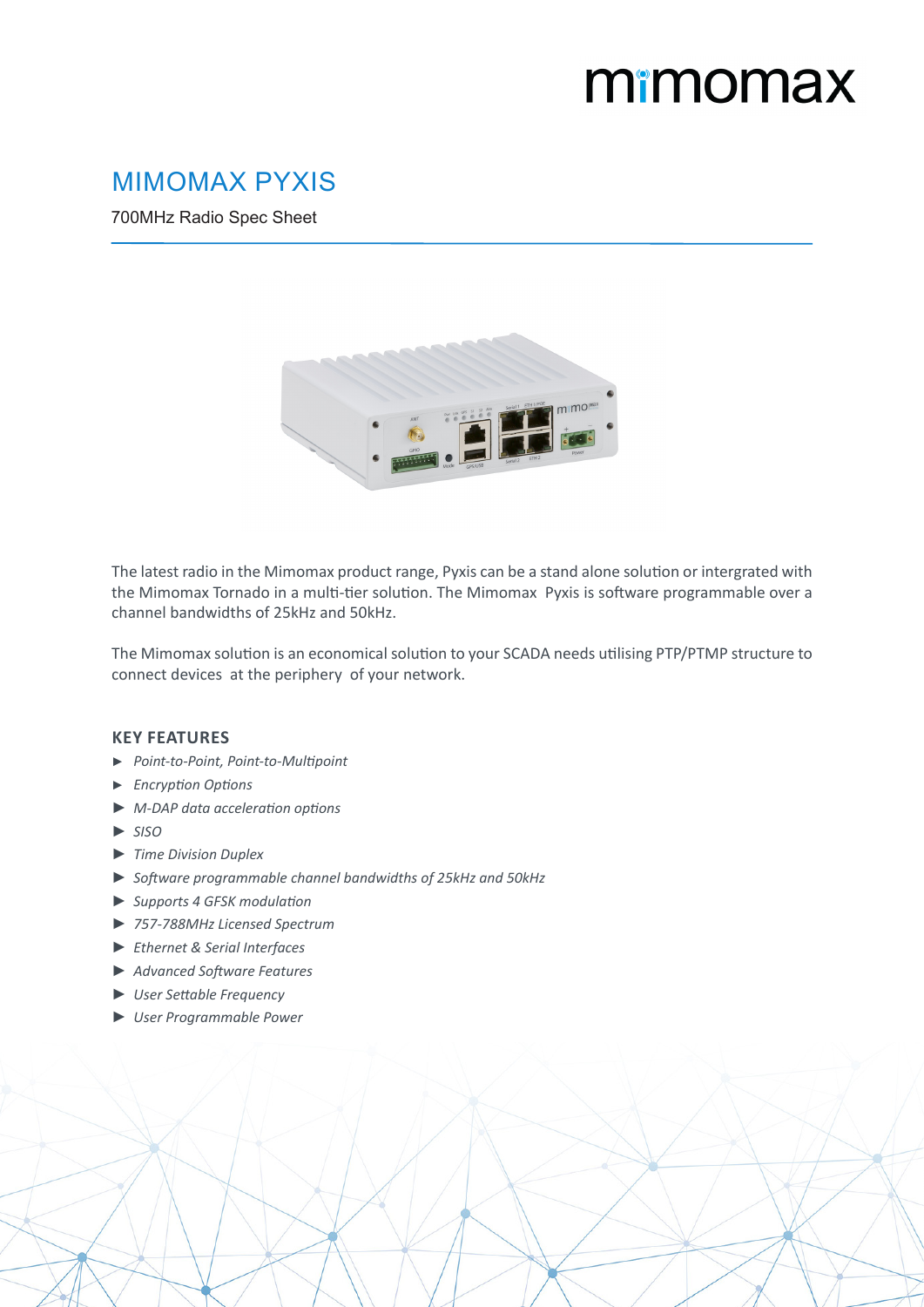# MIMOMAX PYXIS

700MHz Radio Spec Sheet

The latest radio in the Mimomax product range, Pyxis can be a stand alone solution or intergrated with the Mimomax Tornado in a multi-tier solution. The Mimomax Pyxis is software programmable over a channel bandwidths of 25kHz and 50kHz.

The Mimomax solution is an economical solution to your SCADA needs utilising PTP/PTMP structure to connect devices at the periphery of your network.

## KEY FEATURES

- *Point-to-Point, Point-to-Multipoint*
- *Encryption Options*
- *M-DAP data acceleration options*
- *SISO*
- *Time Division Duplex*
- *Software programmable channel bandwidths of 25kHz and 50kHz*
- *Supports 4 GFSK modulation*
- *757-788MHz Licensed Spectrum*
- *Ethernet & Serial Interfaces*
- *Advanced Software Features*
- *User Settable Frequency*
- *User Programmable Power*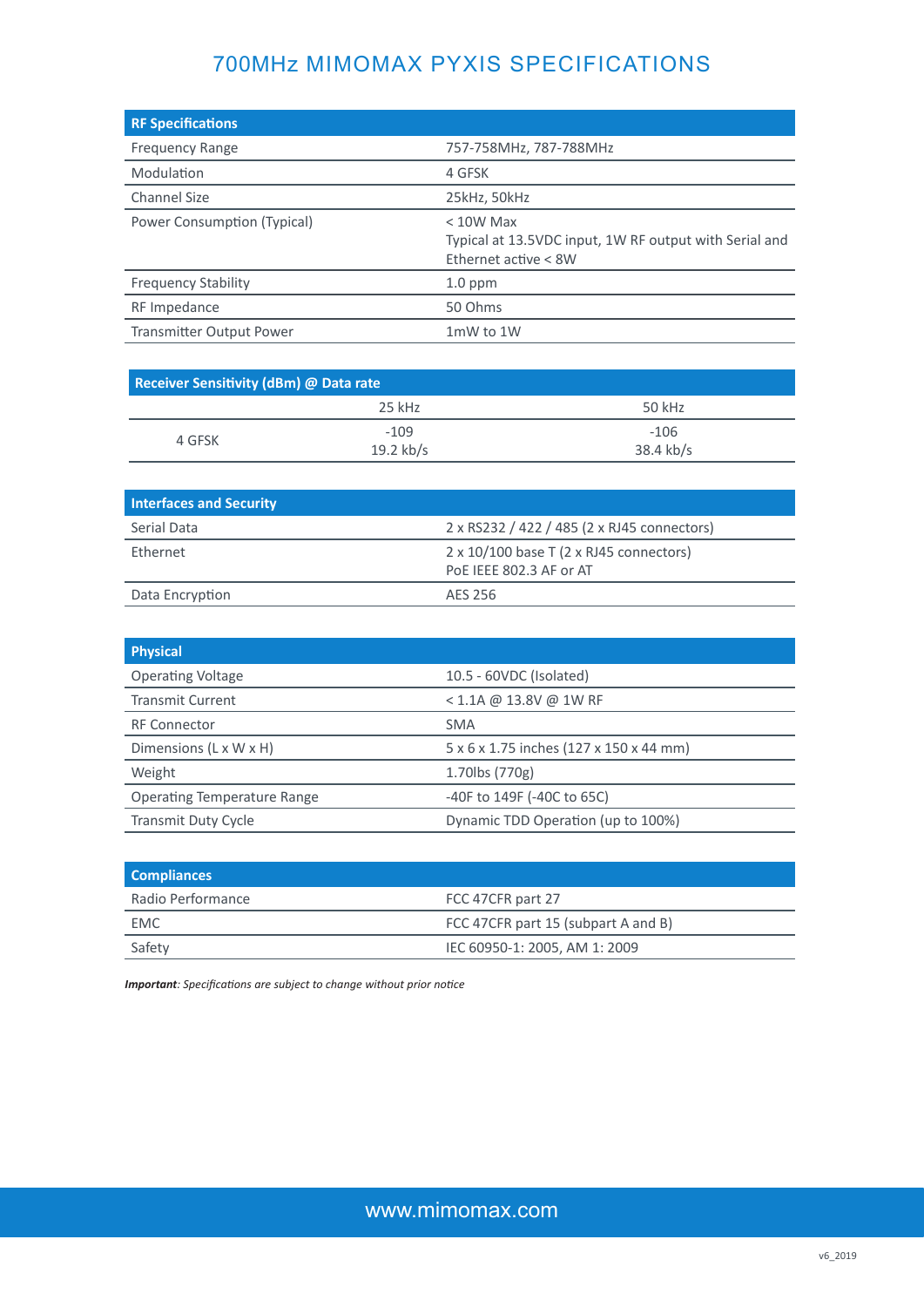# 700MHz MIMOMAX PYXIS SPECIFICATIONS

| RF Specifications | |
|---|---|
| Frequency Range | 757-758MHz, 787-788MHz |
| Modulation | 4 GFSK |
| Channel Size | 25kHz, 50kHz |
| Power Consumption (Typical) | < 10W Max<br>Typical at 13.5VDC input, 1W RF output with Serial and Ethernet active < 8W |
| Frequency Stability | 1.0 ppm |
| RF Impedance | 50 Ohms |
| Transmitter Output Power | 1mW to 1W |

**Receiver Sensitivity (dBm) @ Data rate**

| | 25 kHz | 50 kHz |
|---|---|---|
| 4 GFSK | -109<br>19.2 kb/s | -106<br>38.4 kb/s |

| Interfaces and Security | |
|---|---|
| Serial Data | 2 x RS232 / 422 / 485 (2 x RJ45 connectors) |
| Ethernet | 2 x 10/100 base T (2 x RJ45 connectors)<br>PoE IEEE 802.3 AF or AT |
| Data Encryption | AES 256 |

| Physical | |
|---|---|
| Operating Voltage | 10.5 - 60VDC (Isolated) |
| Transmit Current | < 1.1A @ 13.8V @ 1W RF |
| RF Connector | SMA |
| Dimensions (L x W x H) | 5 x 6 x 1.75 inches (127 x 150 x 44 mm) |
| Weight | 1.70lbs (770g) |
| Operating Temperature Range | -40F to 149F (-40C to 65C) |
| Transmit Duty Cycle | Dynamic TDD Operation (up to 100%) |

| Compliances | |
|---|---|
| Radio Performance | FCC 47CFR part 27 |
| EMC | FCC 47CFR part 15 (subpart A and B) |
| Safety | IEC 60950-1: 2005, AM 1: 2009 |

***Important**: Specifications are subject to change without prior notice*

www.mimomax.com

v6_2019